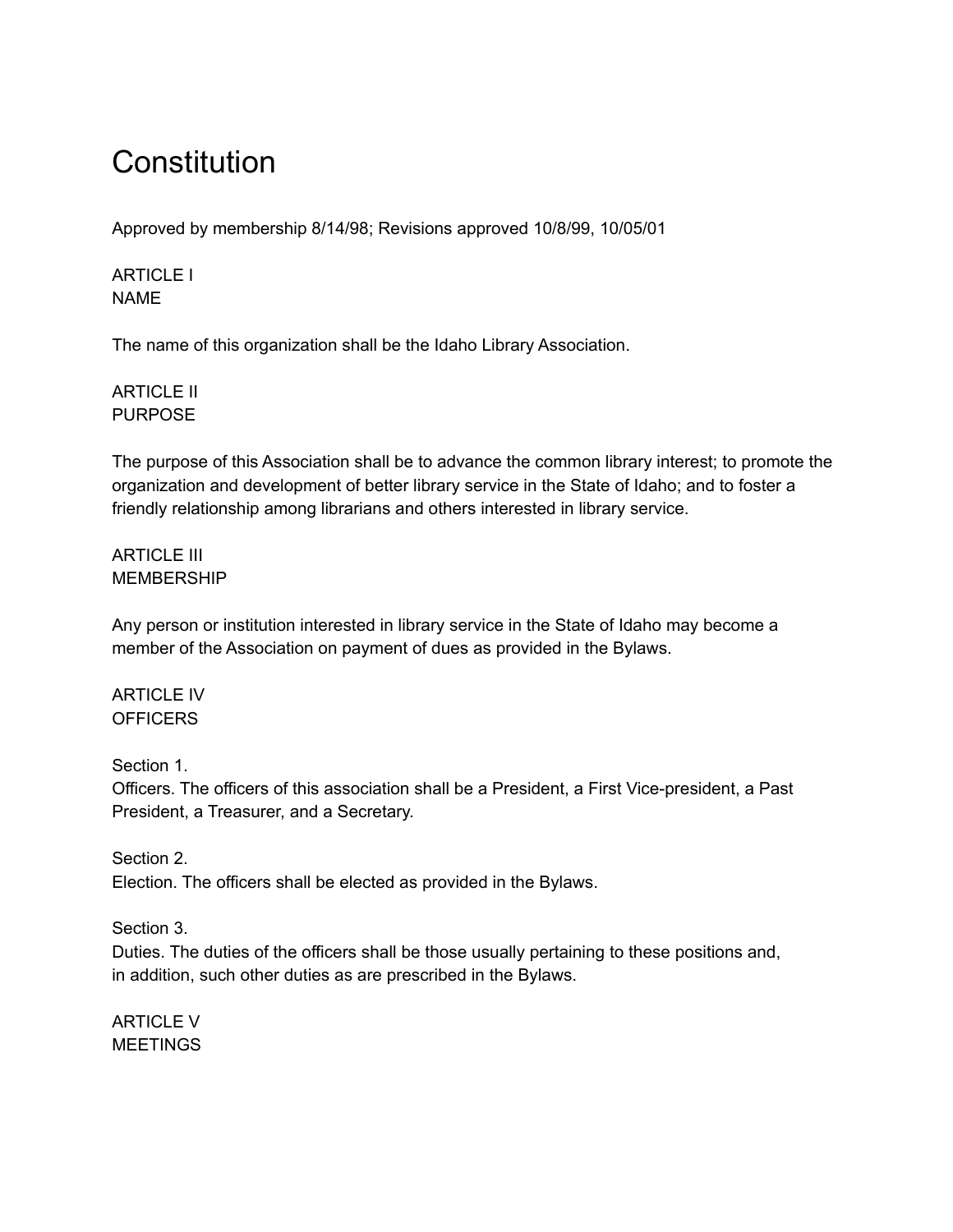# Constitution

Approved by membership 8/14/98; Revisions approved 10/8/99, 10/05/01

## ARTICLE I
## NAME

The name of this organization shall be the Idaho Library Association.

## ARTICLE II
## PURPOSE

The purpose of this Association shall be to advance the common library interest; to promote the organization and development of better library service in the State of Idaho; and to foster a friendly relationship among librarians and others interested in library service.

## ARTICLE III
## MEMBERSHIP

Any person or institution interested in library service in the State of Idaho may become a member of the Association on payment of dues as provided in the Bylaws.

## ARTICLE IV
## OFFICERS

Section 1.
Officers. The officers of this association shall be a President, a First Vice-president, a Past President, a Treasurer, and a Secretary.

Section 2.
Election. The officers shall be elected as provided in the Bylaws.

Section 3.
Duties. The duties of the officers shall be those usually pertaining to these positions and, in addition, such other duties as are prescribed in the Bylaws.

## ARTICLE V
## MEETINGS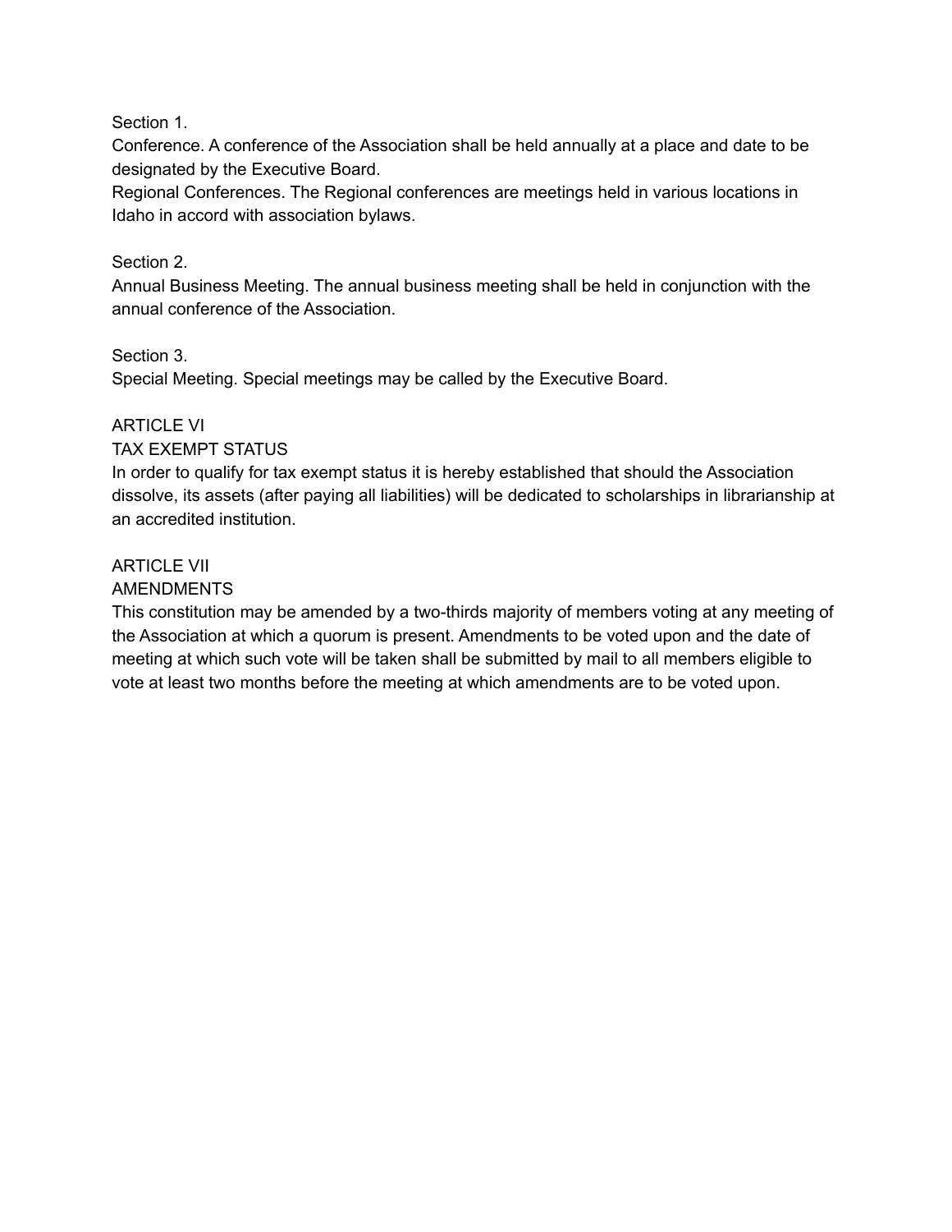Section 1.

Conference. A conference of the Association shall be held annually at a place and date to be designated by the Executive Board.

Regional Conferences. The Regional conferences are meetings held in various locations in Idaho in accord with association bylaws.

Section 2.

Annual Business Meeting. The annual business meeting shall be held in conjunction with the annual conference of the Association.

Section 3.

Special Meeting. Special meetings may be called by the Executive Board.

## ARTICLE VI

## TAX EXEMPT STATUS

In order to qualify for tax exempt status it is hereby established that should the Association dissolve, its assets (after paying all liabilities) will be dedicated to scholarships in librarianship at an accredited institution.

## ARTICLE VII

## AMENDMENTS

This constitution may be amended by a two-thirds majority of members voting at any meeting of the Association at which a quorum is present. Amendments to be voted upon and the date of meeting at which such vote will be taken shall be submitted by mail to all members eligible to vote at least two months before the meeting at which amendments are to be voted upon.